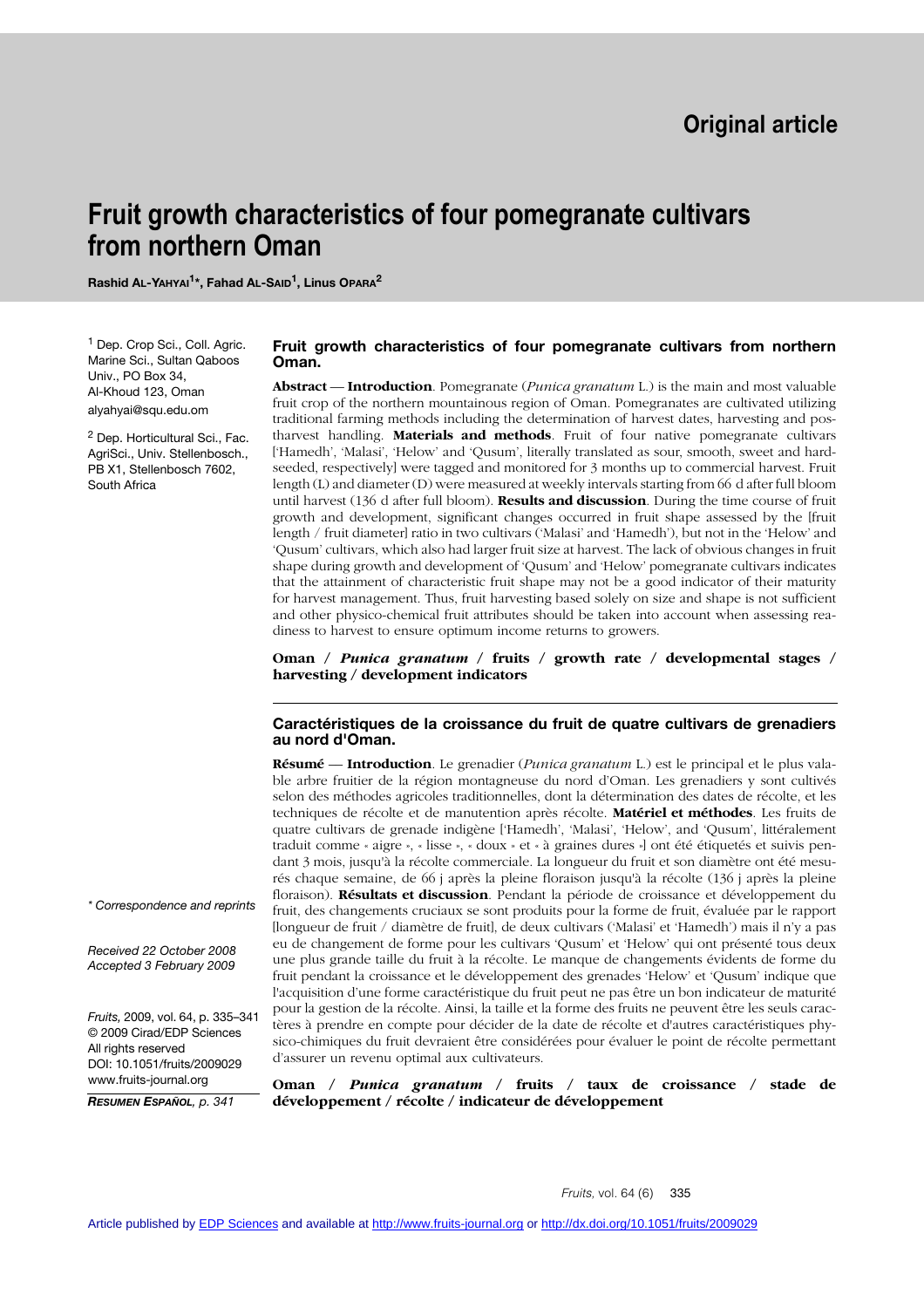Original article

# Fruit growth characteristics of four pomegranate cultivars from northern Oman

**Rashid Al-Yahyai[1]\*, Fahad Al-Said[1], Linus Opara[2]**

[1] Dep. Crop Sci., Coll. Agric. Marine Sci., Sultan Qaboos Univ., PO Box 34, Al-Khoud 123, Oman
alyahyai@squ.edu.om

[2] Dep. Horticultural Sci., Fac. AgriSci., Univ. Stellenbosch., PB X1, Stellenbosch 7602, South Africa

*\* Correspondence and reprints*

*Received 22 October 2008*
*Accepted 3 February 2009*

*Fruits,* 2009, vol. 64, p. 335–341
© 2009 Cirad/EDP Sciences
All rights reserved
DOI: 10.1051/fruits/2009029
www.fruits-journal.org

***Resumen Español**, p. 341*

### Fruit growth characteristics of four pomegranate cultivars from northern Oman.

**Abstract — Introduction**. Pomegranate (*Punica granatum* L.) is the main and most valuable fruit crop of the northern mountainous region of Oman. Pomegranates are cultivated utilizing traditional farming methods including the determination of harvest dates, harvesting and postharvest handling. **Materials and methods**. Fruit of four native pomegranate cultivars ['Hamedh', 'Malasi', 'Helow' and 'Qusum', literally translated as sour, smooth, sweet and hard-seeded, respectively] were tagged and monitored for 3 months up to commercial harvest. Fruit length (L) and diameter (D) were measured at weekly intervals starting from 66 d after full bloom until harvest (136 d after full bloom). **Results and discussion**. During the time course of fruit growth and development, significant changes occurred in fruit shape assessed by the [fruit length / fruit diameter] ratio in two cultivars ('Malasi' and 'Hamedh'), but not in the 'Helow' and 'Qusum' cultivars, which also had larger fruit size at harvest. The lack of obvious changes in fruit shape during growth and development of 'Qusum' and 'Helow' pomegranate cultivars indicates that the attainment of characteristic fruit shape may not be a good indicator of their maturity for harvest management. Thus, fruit harvesting based solely on size and shape is not sufficient and other physico-chemical fruit attributes should be taken into account when assessing readiness to harvest to ensure optimum income returns to growers.

**Oman / *Punica granatum* / fruits / growth rate / developmental stages / harvesting / development indicators**

### Caractéristiques de la croissance du fruit de quatre cultivars de grenadiers au nord d'Oman.

**Résumé — Introduction**. Le grenadier (*Punica granatum* L.) est le principal et le plus valable arbre fruitier de la région montagneuse du nord d'Oman. Les grenadiers y sont cultivés selon des méthodes agricoles traditionnelles, dont la détermination des dates de récolte, et les techniques de récolte et de manutention après récolte. **Matériel et méthodes**. Les fruits de quatre cultivars de grenade indigène ['Hamedh', 'Malasi', 'Helow', and 'Qusum', littéralement traduit comme « aigre », « lisse », « doux » et « à graines dures »] ont été étiquetés et suivis pendant 3 mois, jusqu'à la récolte commerciale. La longueur du fruit et son diamètre ont été mesurés chaque semaine, de 66 j après la pleine floraison jusqu'à la récolte (136 j après la pleine floraison). **Résultats et discussion**. Pendant la période de croissance et développement du fruit, des changements cruciaux se sont produits pour la forme de fruit, évaluée par le rapport [longueur de fruit / diamètre de fruit], de deux cultivars ('Malasi' et 'Hamedh') mais il n'y a pas eu de changement de forme pour les cultivars 'Qusum' et 'Helow' qui ont présenté tous deux une plus grande taille du fruit à la récolte. Le manque de changements évidents de forme du fruit pendant la croissance et le développement des grenades 'Helow' et 'Qusum' indique que l'acquisition d'une forme caractéristique du fruit peut ne pas être un bon indicateur de maturité pour la gestion de la récolte. Ainsi, la taille et la forme des fruits ne peuvent être les seuls caractères à prendre en compte pour décider de la date de récolte et d'autres caractéristiques physico-chimiques du fruit devraient être considérées pour évaluer le point de récolte permettant d'assurer un revenu optimal aux cultivateurs.

**Oman / *Punica granatum* / fruits / taux de croissance / stade de développement / récolte / indicateur de développement**

Article published by EDP Sciences and available at http://www.fruits-journal.org or http://dx.doi.org/10.1051/fruits/2009029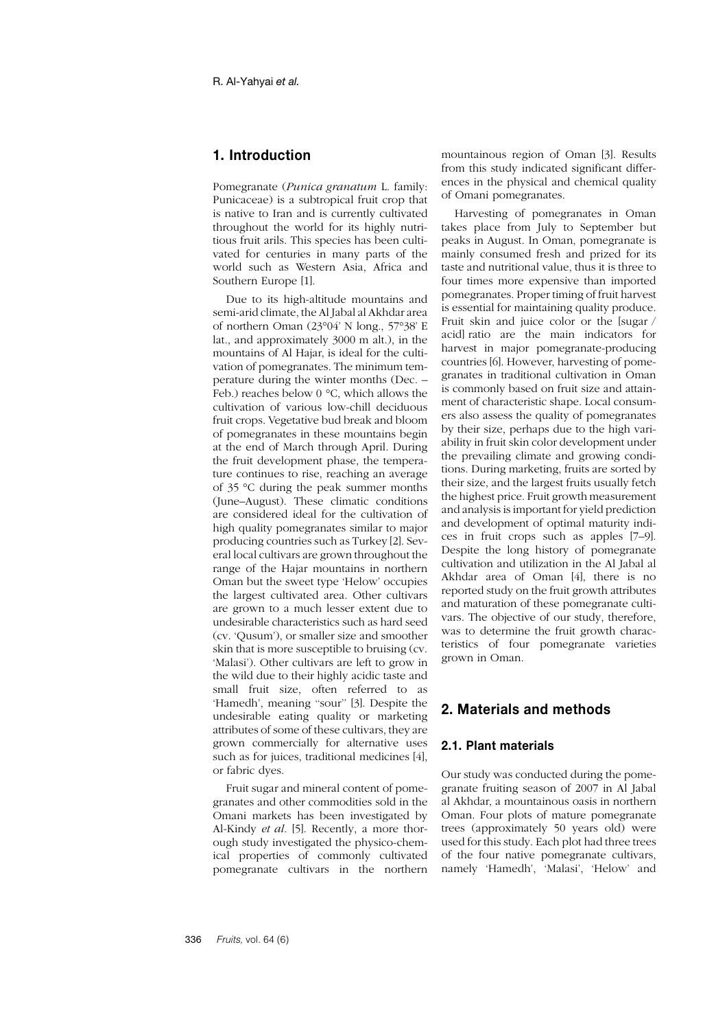## 1. Introduction

Pomegranate (*Punica granatum* L. family: Punicaceae) is a subtropical fruit crop that is native to Iran and is currently cultivated throughout the world for its highly nutritious fruit arils. This species has been cultivated for centuries in many parts of the world such as Western Asia, Africa and Southern Europe [1].

Due to its high-altitude mountains and semi-arid climate, the Al Jabal al Akhdar area of northern Oman (23°04' N long., 57°38' E lat., and approximately 3000 m alt.), in the mountains of Al Hajar, is ideal for the cultivation of pomegranates. The minimum temperature during the winter months (Dec. – Feb.) reaches below 0 °C, which allows the cultivation of various low-chill deciduous fruit crops. Vegetative bud break and bloom of pomegranates in these mountains begin at the end of March through April. During the fruit development phase, the temperature continues to rise, reaching an average of 35 °C during the peak summer months (June–August). These climatic conditions are considered ideal for the cultivation of high quality pomegranates similar to major producing countries such as Turkey [2]. Several local cultivars are grown throughout the range of the Hajar mountains in northern Oman but the sweet type 'Helow' occupies the largest cultivated area. Other cultivars are grown to a much lesser extent due to undesirable characteristics such as hard seed (cv. 'Qusum'), or smaller size and smoother skin that is more susceptible to bruising (cv. 'Malasi'). Other cultivars are left to grow in the wild due to their highly acidic taste and small fruit size, often referred to as 'Hamedh', meaning "sour" [3]. Despite the undesirable eating quality or marketing attributes of some of these cultivars, they are grown commercially for alternative uses such as for juices, traditional medicines [4], or fabric dyes.

Fruit sugar and mineral content of pomegranates and other commodities sold in the Omani markets has been investigated by Al-Kindy *et al.* [5]. Recently, a more thorough study investigated the physico-chemical properties of commonly cultivated pomegranate cultivars in the northern mountainous region of Oman [3]. Results from this study indicated significant differences in the physical and chemical quality of Omani pomegranates.

Harvesting of pomegranates in Oman takes place from July to September but peaks in August. In Oman, pomegranate is mainly consumed fresh and prized for its taste and nutritional value, thus it is three to four times more expensive than imported pomegranates. Proper timing of fruit harvest is essential for maintaining quality produce. Fruit skin and juice color or the [sugar / acid] ratio are the main indicators for harvest in major pomegranate-producing countries [6]. However, harvesting of pomegranates in traditional cultivation in Oman is commonly based on fruit size and attainment of characteristic shape. Local consumers also assess the quality of pomegranates by their size, perhaps due to the high variability in fruit skin color development under the prevailing climate and growing conditions. During marketing, fruits are sorted by their size, and the largest fruits usually fetch the highest price. Fruit growth measurement and analysis is important for yield prediction and development of optimal maturity indices in fruit crops such as apples [7–9]. Despite the long history of pomegranate cultivation and utilization in the Al Jabal al Akhdar area of Oman [4], there is no reported study on the fruit growth attributes and maturation of these pomegranate cultivars. The objective of our study, therefore, was to determine the fruit growth characteristics of four pomegranate varieties grown in Oman.

## 2. Materials and methods

### 2.1. Plant materials

Our study was conducted during the pomegranate fruiting season of 2007 in Al Jabal al Akhdar, a mountainous oasis in northern Oman. Four plots of mature pomegranate trees (approximately 50 years old) were used for this study. Each plot had three trees of the four native pomegranate cultivars, namely 'Hamedh', 'Malasi', 'Helow' and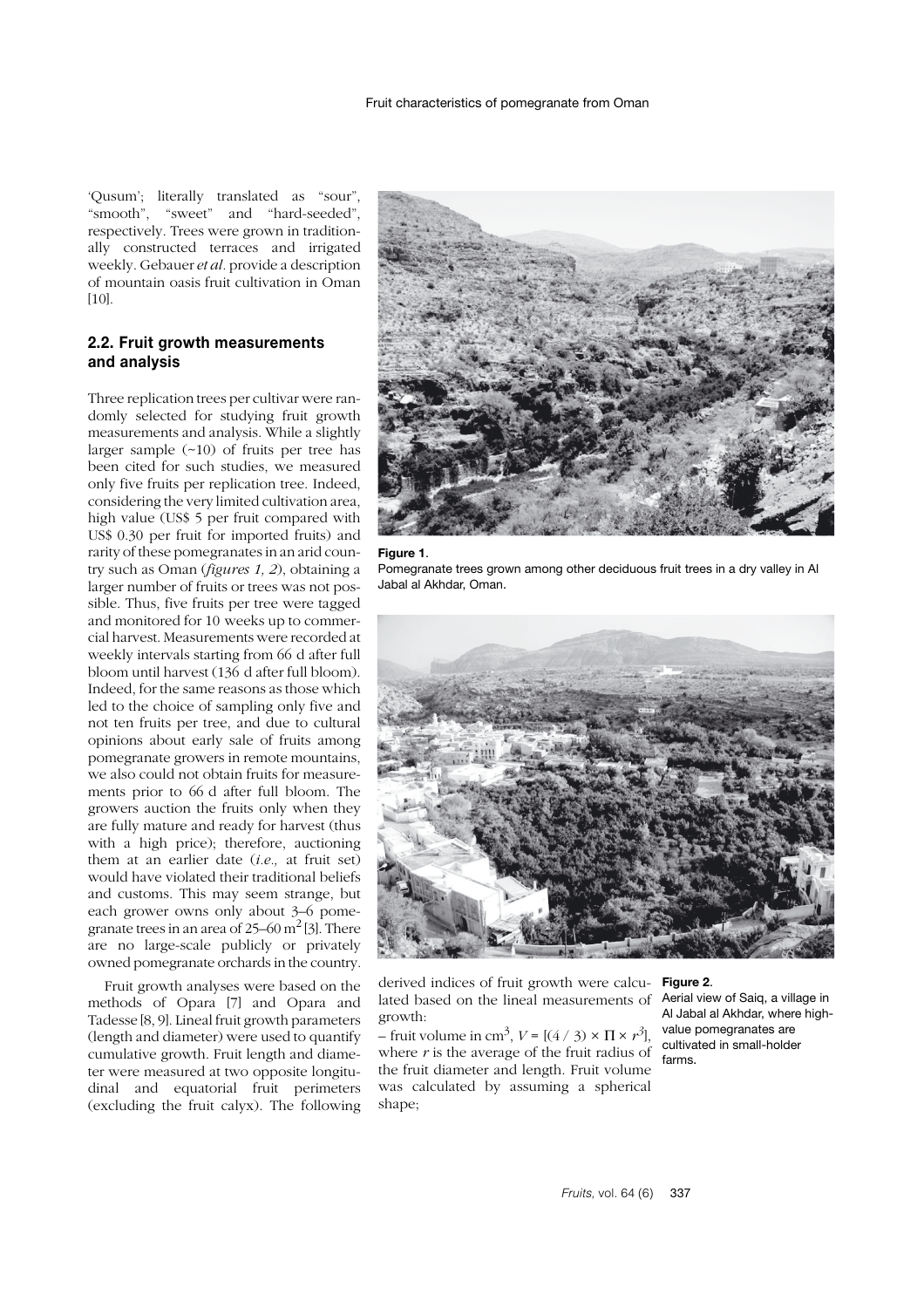'Qusum'; literally translated as "sour", "smooth", "sweet" and "hard-seeded", respectively. Trees were grown in traditionally constructed terraces and irrigated weekly. Gebauer *et al*. provide a description of mountain oasis fruit cultivation in Oman [10].

## 2.2. Fruit growth measurements and analysis

Three replication trees per cultivar were randomly selected for studying fruit growth measurements and analysis. While a slightly larger sample (~10) of fruits per tree has been cited for such studies, we measured only five fruits per replication tree. Indeed, considering the very limited cultivation area, high value (US$ 5 per fruit compared with US$ 0.30 per fruit for imported fruits) and rarity of these pomegranates in an arid country such as Oman (*figures 1, 2*), obtaining a larger number of fruits or trees was not possible. Thus, five fruits per tree were tagged and monitored for 10 weeks up to commercial harvest. Measurements were recorded at weekly intervals starting from 66 d after full bloom until harvest (136 d after full bloom). Indeed, for the same reasons as those which led to the choice of sampling only five and not ten fruits per tree, and due to cultural opinions about early sale of fruits among pomegranate growers in remote mountains, we also could not obtain fruits for measurements prior to 66 d after full bloom. The growers auction the fruits only when they are fully mature and ready for harvest (thus with a high price); therefore, auctioning them at an earlier date (*i.e.,* at fruit set) would have violated their traditional beliefs and customs. This may seem strange, but each grower owns only about 3–6 pomegranate trees in an area of 25–60 $m^2$ [3]. There are no large-scale publicly or privately owned pomegranate orchards in the country.

Fruit growth analyses were based on the methods of Opara [7] and Opara and Tadesse [8, 9]. Lineal fruit growth parameters (length and diameter) were used to quantify cumulative growth. Fruit length and diameter were measured at two opposite longitudinal and equatorial fruit perimeters (excluding the fruit calyx). The following derived indices of fruit growth were calculated based on the lineal measurements of growth:

– fruit volume in $cm^3$, $V = [(4 / 3) \times \Pi \times r^3]$, where $r$ is the average of the fruit radius of the fruit diameter and length. Fruit volume was calculated by assuming a spherical shape;

**Figure 1.**
Pomegranate trees grown among other deciduous fruit trees in a dry valley in Al Jabal al Akhdar, Oman.

**Figure 2.**
Aerial view of Saiq, a village in Al Jabal al Akhdar, where high-value pomegranates are cultivated in small-holder farms.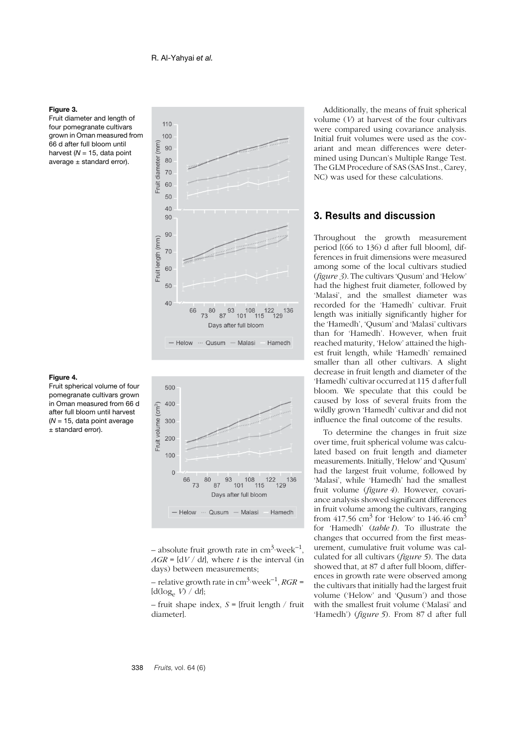**Figure 3.**
Fruit diameter and length of four pomegranate cultivars grown in Oman measured from 66 d after full bloom until harvest ($N$ = 15, data point average ± standard error).

Fruit diameter (mm)
110
100
90
80
70
60
50
40

Fruit length (mm)
90
90
70
60
50
40

66 73 80 87 93 101 108 115 122 129 136
Days after full bloom

— Helow ··· Qusum — Malasi — Hamedh

**Figure 4.**
Fruit spherical volume of four pomegranate cultivars grown in Oman measured from 66 d after full bloom until harvest ($N$ = 15, data point average ± standard error).

Fruit volume (cm³)
500
400
300
200
100
0

66 73 80 87 93 101 108 115 122 129 136
Days after full bloom

— Helow ··· Qusum — Malasi — Hamedh

– absolute fruit growth rate in $cm^3 \cdot week^{-1}$, $AGR = [dV / dt]$, where $t$ is the interval (in days) between measurements;

– relative growth rate in $cm^3 \cdot week^{-1}$, $RGR = [d(\log_e V) / dt]$;

– fruit shape index, $S$ = [fruit length / fruit diameter].

Additionally, the means of fruit spherical volume ($V$) at harvest of the four cultivars were compared using covariance analysis. Initial fruit volumes were used as the covariant and mean differences were determined using Duncan's Multiple Range Test. The GLM Procedure of SAS (SAS Inst., Carey, NC) was used for these calculations.

## 3. Results and discussion

Throughout the growth measurement period [(66 to 136) d after full bloom], differences in fruit dimensions were measured among some of the local cultivars studied (*figure 3*). The cultivars 'Qusum' and 'Helow' had the highest fruit diameter, followed by 'Malasi', and the smallest diameter was recorded for the 'Hamedh' cultivar. Fruit length was initially significantly higher for the 'Hamedh', 'Qusum' and 'Malasi' cultivars than for 'Hamedh'. However, when fruit reached maturity, 'Helow' attained the highest fruit length, while 'Hamedh' remained smaller than all other cultivars. A slight decrease in fruit length and diameter of the 'Hamedh' cultivar occurred at 115 d after full bloom. We speculate that this could be caused by loss of several fruits from the wildly grown 'Hamedh' cultivar and did not influence the final outcome of the results.

To determine the changes in fruit size over time, fruit spherical volume was calculated based on fruit length and diameter measurements. Initially, 'Helow' and 'Qusum' had the largest fruit volume, followed by 'Malasi', while 'Hamedh' had the smallest fruit volume (*figure 4*). However, covariance analysis showed significant differences in fruit volume among the cultivars, ranging from 417.56 $cm^3$ for 'Helow' to 146.46 $cm^3$ for 'Hamedh' (*table I*). To illustrate the changes that occurred from the first measurement, cumulative fruit volume was calculated for all cultivars (*figure 5*). The data showed that, at 87 d after full bloom, differences in growth rate were observed among the cultivars that initially had the largest fruit volume ('Helow' and 'Qusum') and those with the smallest fruit volume ('Malasi' and 'Hamedh') (*figure 5*). From 87 d after full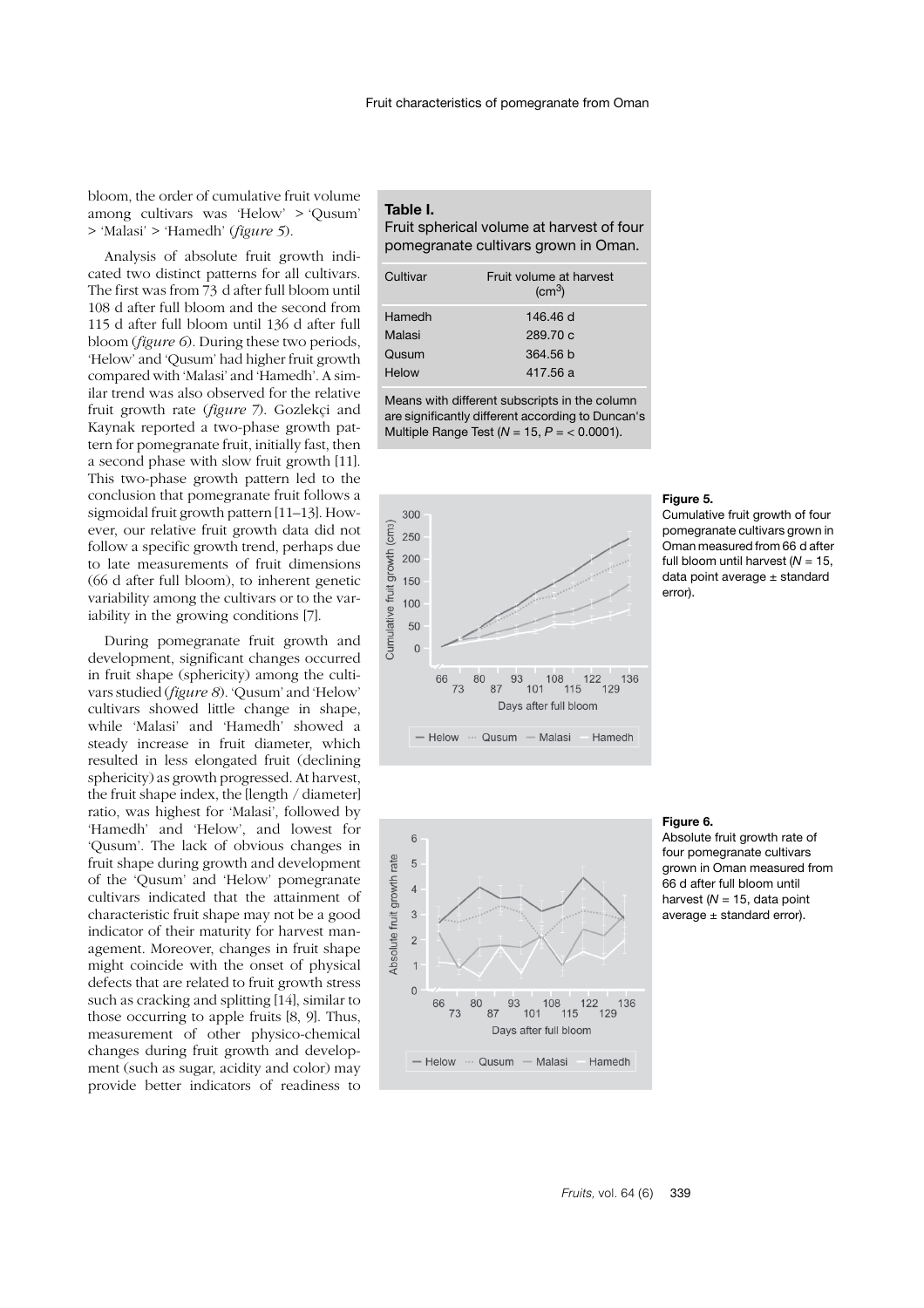bloom, the order of cumulative fruit volume among cultivars was 'Helow' > 'Qusum' > 'Malasi' > 'Hamedh' (*figure 5*).

Analysis of absolute fruit growth indicated two distinct patterns for all cultivars. The first was from 73 d after full bloom until 108 d after full bloom and the second from 115 d after full bloom until 136 d after full bloom (*figure 6*). During these two periods, 'Helow' and 'Qusum' had higher fruit growth compared with 'Malasi' and 'Hamedh'. A similar trend was also observed for the relative fruit growth rate (*figure 7*). Gozlekçi and Kaynak reported a two-phase growth pattern for pomegranate fruit, initially fast, then a second phase with slow fruit growth [11]. This two-phase growth pattern led to the conclusion that pomegranate fruit follows a sigmoidal fruit growth pattern [11–13]. However, our relative fruit growth data did not follow a specific growth trend, perhaps due to late measurements of fruit dimensions (66 d after full bloom), to inherent genetic variability among the cultivars or to the variability in the growing conditions [7].

During pomegranate fruit growth and development, significant changes occurred in fruit shape (sphericity) among the cultivars studied (*figure 8*). 'Qusum' and 'Helow' cultivars showed little change in shape, while 'Malasi' and 'Hamedh' showed a steady increase in fruit diameter, which resulted in less elongated fruit (declining sphericity) as growth progressed. At harvest, the fruit shape index, the [length / diameter] ratio, was highest for 'Malasi', followed by 'Hamedh' and 'Helow', and lowest for 'Qusum'. The lack of obvious changes in fruit shape during growth and development of the 'Qusum' and 'Helow' pomegranate cultivars indicated that the attainment of characteristic fruit shape may not be a good indicator of their maturity for harvest management. Moreover, changes in fruit shape might coincide with the onset of physical defects that are related to fruit growth stress such as cracking and splitting [14], similar to those occurring to apple fruits [8, 9]. Thus, measurement of other physico-chemical changes during fruit growth and development (such as sugar, acidity and color) may provide better indicators of readiness to

**Table I.**
Fruit spherical volume at harvest of four pomegranate cultivars grown in Oman.

| Cultivar | Fruit volume at harvest ($cm^3$) |
|---|---|
| Hamedh | 146.46 d |
| Malasi | 289.70 c |
| Qusum | 364.56 b |
| Helow | 417.56 a |

Means with different subscripts in the column are significantly different according to Duncan's Multiple Range Test ($N = 15$, $P = < 0.0001$).

Cumulative fruit growth (cm3)
300
250
200
150
100
50
0
66 73 80 87 93 101 108 115 122 129 136
Days after full bloom
Helow · Qusum · Malasi · Hamedh

**Figure 5.**
Cumulative fruit growth of four pomegranate cultivars grown in Oman measured from 66 d after full bloom until harvest ($N = 15$, data point average ± standard error).

Absolute fruit growth rate
6
5
4
3
2
1
0
66 73 80 87 93 101 108 115 122 129 136
Days after full bloom
Helow · Qusum · Malasi · Hamedh

**Figure 6.**
Absolute fruit growth rate of four pomegranate cultivars grown in Oman measured from 66 d after full bloom until harvest ($N = 15$, data point average ± standard error).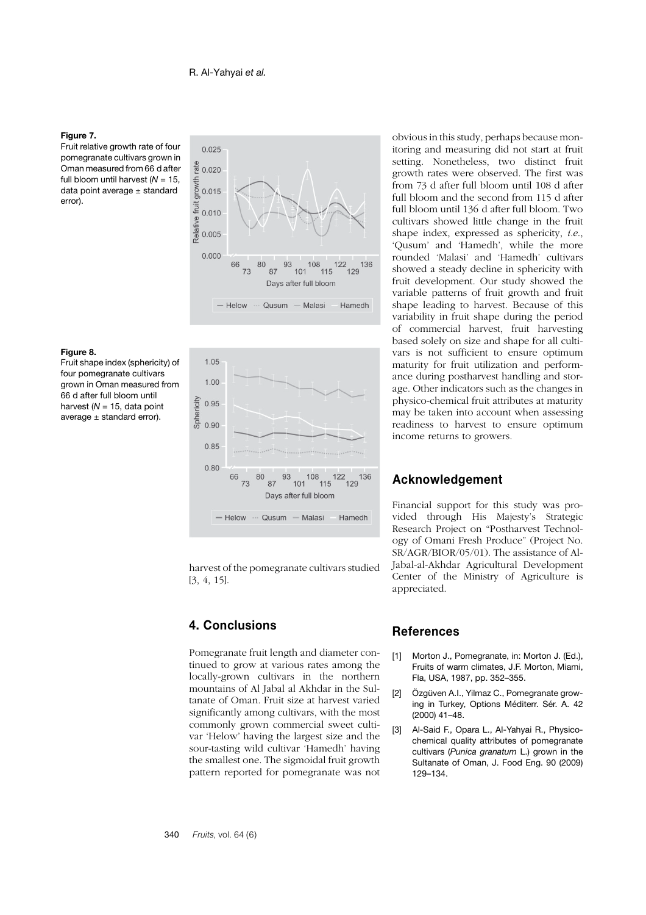**Figure 7.**
Fruit relative growth rate of four pomegranate cultivars grown in Oman measured from 66 d after full bloom until harvest ($N$ = 15, data point average ± standard error).

Relative fruit growth rate

0.025
0.020
0.015
0.010
0.005
0.000

66 73 80 87 93 101 108 115 122 129 136

Days after full bloom

— Helow ··· Qusum — Malasi — Hamedh

**Figure 8.**
Fruit shape index (sphericity) of four pomegranate cultivars grown in Oman measured from 66 d after full bloom until harvest ($N$ = 15, data point average ± standard error).

Sphericity

1.05
1.00
0.95
0.90
0.85
0.80

66 73 80 87 93 101 108 115 122 129 136

Days after full bloom

— Helow ··· Qusum — Malasi — Hamedh

harvest of the pomegranate cultivars studied [3, 4, 15].

## 4. Conclusions

Pomegranate fruit length and diameter continued to grow at various rates among the locally-grown cultivars in the northern mountains of Al Jabal al Akhdar in the Sultanate of Oman. Fruit size at harvest varied significantly among cultivars, with the most commonly grown commercial sweet cultivar 'Helow' having the largest size and the sour-tasting wild cultivar 'Hamedh' having the smallest one. The sigmoidal fruit growth pattern reported for pomegranate was not obvious in this study, perhaps because monitoring and measuring did not start at fruit setting. Nonetheless, two distinct fruit growth rates were observed. The first was from 73 d after full bloom until 108 d after full bloom and the second from 115 d after full bloom until 136 d after full bloom. Two cultivars showed little change in the fruit shape index, expressed as sphericity, *i.e.*, 'Qusum' and 'Hamedh', while the more rounded 'Malasi' and 'Hamedh' cultivars showed a steady decline in sphericity with fruit development. Our study showed the variable patterns of fruit growth and fruit shape leading to harvest. Because of this variability in fruit shape during the period of commercial harvest, fruit harvesting based solely on size and shape for all cultivars is not sufficient to ensure optimum maturity for fruit utilization and performance during postharvest handling and storage. Other indicators such as the changes in physico-chemical fruit attributes at maturity may be taken into account when assessing readiness to harvest to ensure optimum income returns to growers.

## Acknowledgement

Financial support for this study was provided through His Majesty's Strategic Research Project on "Postharvest Technology of Omani Fresh Produce" (Project No. SR/AGR/BIOR/05/01). The assistance of Al-Jabal-al-Akhdar Agricultural Development Center of the Ministry of Agriculture is appreciated.

## References

[1] Morton J., Pomegranate, in: Morton J. (Ed.), Fruits of warm climates, J.F. Morton, Miami, Fla, USA, 1987, pp. 352–355.

[2] Özgüven A.I., Yilmaz C., Pomegranate growing in Turkey, Options Méditerr. Sér. A. 42 (2000) 41–48.

[3] Al-Said F., Opara L., Al-Yahyai R., Physico-chemical quality attributes of pomegranate cultivars (*Punica granatum* L.) grown in the Sultanate of Oman, J. Food Eng. 90 (2009) 129–134.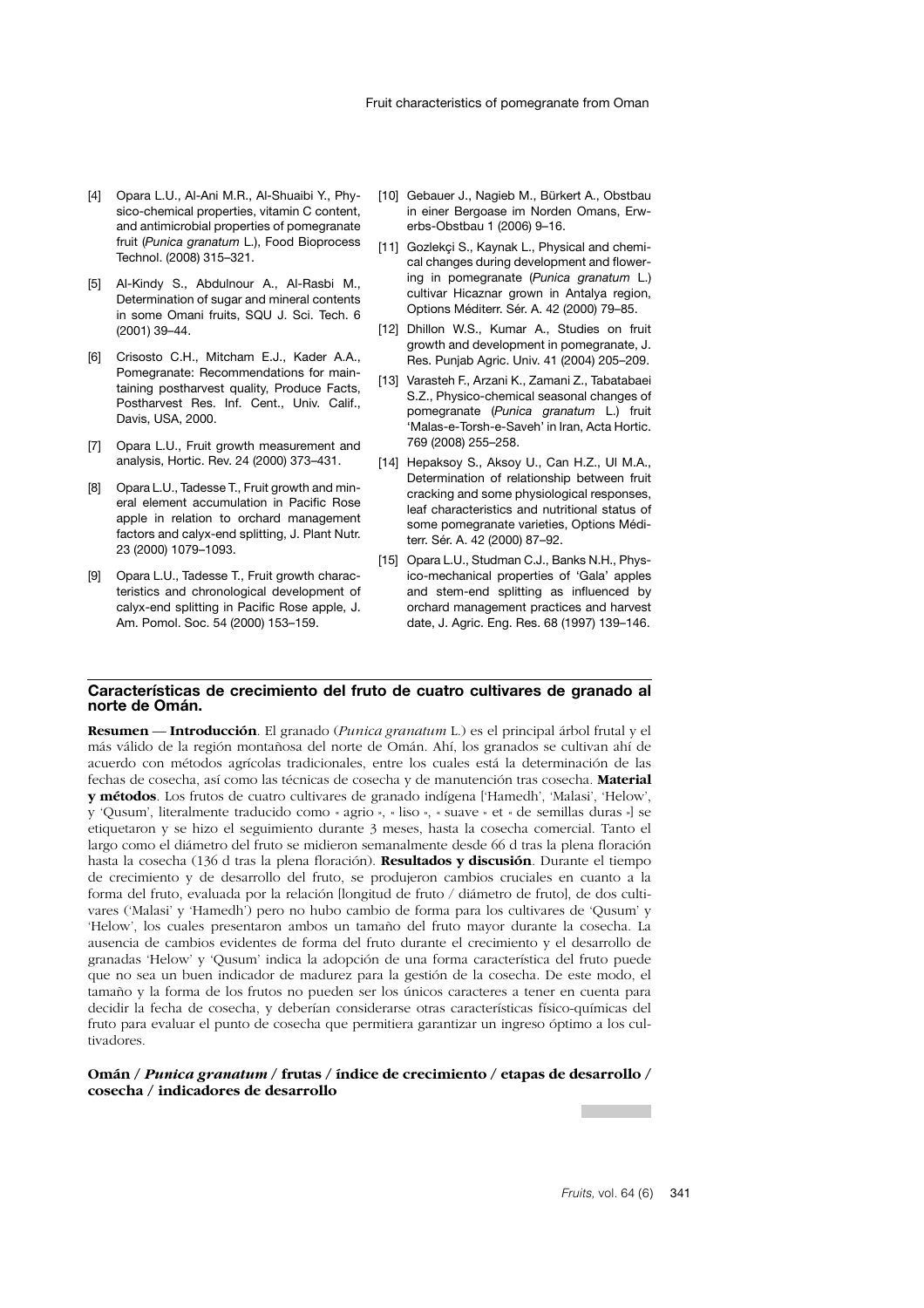[4] Opara L.U., Al-Ani M.R., Al-Shuaibi Y., Physico-chemical properties, vitamin C content, and antimicrobial properties of pomegranate fruit (*Punica granatum* L.), Food Bioprocess Technol. (2008) 315–321.

[5] Al-Kindy S., Abdulnour A., Al-Rasbi M., Determination of sugar and mineral contents in some Omani fruits, SQU J. Sci. Tech. 6 (2001) 39–44.

[6] Crisosto C.H., Mitcham E.J., Kader A.A., Pomegranate: Recommendations for maintaining postharvest quality, Produce Facts, Postharvest Res. Inf. Cent., Univ. Calif., Davis, USA, 2000.

[7] Opara L.U., Fruit growth measurement and analysis, Hortic. Rev. 24 (2000) 373–431.

[8] Opara L.U., Tadesse T., Fruit growth and mineral element accumulation in Pacific Rose apple in relation to orchard management factors and calyx-end splitting, J. Plant Nutr. 23 (2000) 1079–1093.

[9] Opara L.U., Tadesse T., Fruit growth characteristics and chronological development of calyx-end splitting in Pacific Rose apple, J. Am. Pomol. Soc. 54 (2000) 153–159.

[10] Gebauer J., Nagieb M., Bürkert A., Obstbau in einer Bergoase im Norden Omans, Erwerbs-Obstbau 1 (2006) 9–16.

[11] Gozlekçi S., Kaynak L., Physical and chemical changes during development and flowering in pomegranate (*Punica granatum* L.) cultivar Hicaznar grown in Antalya region, Options Méditerr. Sér. A. 42 (2000) 79–85.

[12] Dhillon W.S., Kumar A., Studies on fruit growth and development in pomegranate, J. Res. Punjab Agric. Univ. 41 (2004) 205–209.

[13] Varasteh F., Arzani K., Zamani Z., Tabatabaei S.Z., Physico-chemical seasonal changes of pomegranate (*Punica granatum* L.) fruit 'Malas-e-Torsh-e-Saveh' in Iran, Acta Hortic. 769 (2008) 255–258.

[14] Hepaksoy S., Aksoy U., Can H.Z., Ul M.A., Determination of relationship between fruit cracking and some physiological responses, leaf characteristics and nutritional status of some pomegranate varieties, Options Méditerr. Sér. A. 42 (2000) 87–92.

[15] Opara L.U., Studman C.J., Banks N.H., Physico-mechanical properties of 'Gala' apples and stem-end splitting as influenced by orchard management practices and harvest date, J. Agric. Eng. Res. 68 (1997) 139–146.

## Características de crecimiento del fruto de cuatro cultivares de granado al norte de Omán.

**Resumen** — **Introducción**. El granado (*Punica granatum* L.) es el principal árbol frutal y el más válido de la región montañosa del norte de Omán. Ahí, los granados se cultivan ahí de acuerdo con métodos agrícolas tradicionales, entre los cuales está la determinación de las fechas de cosecha, así como las técnicas de cosecha y de manutención tras cosecha. **Material y métodos**. Los frutos de cuatro cultivares de granado indígena ['Hamedh', 'Malasi', 'Helow', y 'Qusum', literalmente traducido como « agrio », « liso », « suave » et « de semillas duras »] se etiquetaron y se hizo el seguimiento durante 3 meses, hasta la cosecha comercial. Tanto el largo como el diámetro del fruto se midieron semanalmente desde 66 d tras la plena floración hasta la cosecha (136 d tras la plena floración). **Resultados y discusión**. Durante el tiempo de crecimiento y de desarrollo del fruto, se produjeron cambios cruciales en cuanto a la forma del fruto, evaluada por la relación [longitud de fruto / diámetro de fruto], de dos cultivares ('Malasi' y 'Hamedh') pero no hubo cambio de forma para los cultivares de 'Qusum' y 'Helow', los cuales presentaron ambos un tamaño del fruto mayor durante la cosecha. La ausencia de cambios evidentes de forma del fruto durante el crecimiento y el desarrollo de granadas 'Helow' y 'Qusum' indica la adopción de una forma característica del fruto puede que no sea un buen indicador de madurez para la gestión de la cosecha. De este modo, el tamaño y la forma de los frutos no pueden ser los únicos caracteres a tener en cuenta para decidir la fecha de cosecha, y deberían considerarse otras características físico-químicas del fruto para evaluar el punto de cosecha que permitiera garantizar un ingreso óptimo a los cultivadores.

**Omán / *Punica granatum* / frutas / índice de crecimiento / etapas de desarrollo / cosecha / indicadores de desarrollo**